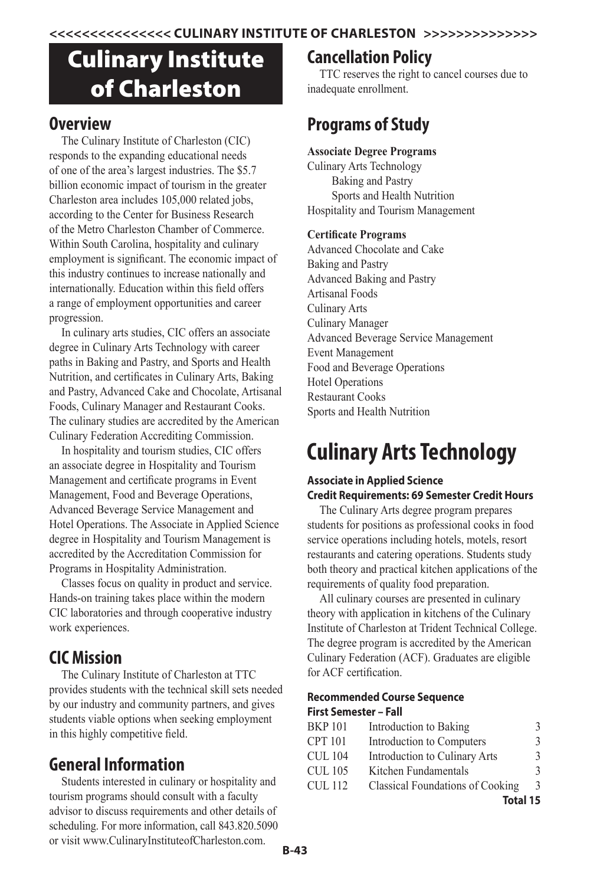# Culinary Institute of Charleston

## Overview

The Culinary Institute of Charleston (CIC) responds to the expanding educational needs of one of the area's largest industries. The $5.7 billion economic impact of tourism in the greater Charleston area includes 105,000 related jobs, according to the Center for Business Research of the Metro Charleston Chamber of Commerce. Within South Carolina, hospitality and culinary employment is significant. The economic impact of this industry continues to increase nationally and internationally. Education within this field offers a range of employment opportunities and career progression.

In culinary arts studies, CIC offers an associate degree in Culinary Arts Technology with career paths in Baking and Pastry, and Sports and Health Nutrition, and certificates in Culinary Arts, Baking and Pastry, Advanced Cake and Chocolate, Artisanal Foods, Culinary Manager and Restaurant Cooks. The culinary studies are accredited by the American Culinary Federation Accrediting Commission.

In hospitality and tourism studies, CIC offers an associate degree in Hospitality and Tourism Management and certificate programs in Event Management, Food and Beverage Operations, Advanced Beverage Service Management and Hotel Operations. The Associate in Applied Science degree in Hospitality and Tourism Management is accredited by the Accreditation Commission for Programs in Hospitality Administration.

Classes focus on quality in product and service. Hands-on training takes place within the modern CIC laboratories and through cooperative industry work experiences.

## CIC Mission

The Culinary Institute of Charleston at TTC provides students with the technical skill sets needed by our industry and community partners, and gives students viable options when seeking employment in this highly competitive field.

## General Information

Students interested in culinary or hospitality and tourism programs should consult with a faculty advisor to discuss requirements and other details of scheduling. For more information, call 843.820.5090 or visit www.CulinaryInstituteofCharleston.com.

## Cancellation Policy

TTC reserves the right to cancel courses due to inadequate enrollment.

## Programs of Study

**Associate Degree Programs**

Culinary Arts Technology
- Baking and Pastry
- Sports and Health Nutrition

Hospitality and Tourism Management

**Certificate Programs**

Advanced Chocolate and Cake
Baking and Pastry
Advanced Baking and Pastry
Artisanal Foods
Culinary Arts
Culinary Manager
Advanced Beverage Service Management
Event Management
Food and Beverage Operations
Hotel Operations
Restaurant Cooks
Sports and Health Nutrition

# Culinary Arts Technology

**Associate in Applied Science**
**Credit Requirements: 69 Semester Credit Hours**

The Culinary Arts degree program prepares students for positions as professional cooks in food service operations including hotels, motels, resort restaurants and catering operations. Students study both theory and practical kitchen applications of the requirements of quality food preparation.

All culinary courses are presented in culinary theory with application in kitchens of the Culinary Institute of Charleston at Trident Technical College. The degree program is accredited by the American Culinary Federation (ACF). Graduates are eligible for ACF certification.

**Recommended Course Sequence**
**First Semester – Fall**

| Course | Title | Credits |
|---|---|---|
| BKP 101 | Introduction to Baking | 3 |
| CPT 101 | Introduction to Computers | 3 |
| CUL 104 | Introduction to Culinary Arts | 3 |
| CUL 105 | Kitchen Fundamentals | 3 |
| CUL 112 | Classical Foundations of Cooking | 3 |
| | **Total** | **15** |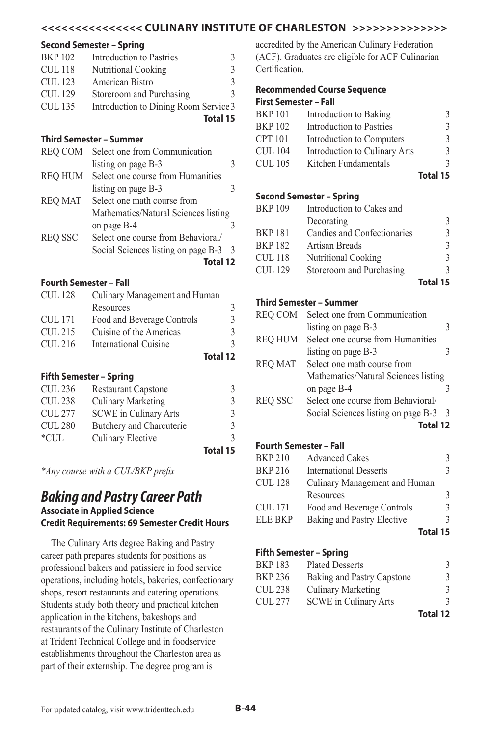## <<<<<<<<<<<<<<< CULINARY INSTITUTE OF CHARLESTON >>>>>>>>>>>>>>

**Second Semester – Spring**

| | | |
|---|---|---|
| BKP 102 | Introduction to Pastries | 3 |
| CUL 118 | Nutritional Cooking | 3 |
| CUL 123 | American Bistro | 3 |
| CUL 129 | Storeroom and Purchasing | 3 |
| CUL 135 | Introduction to Dining Room Service | 3 |
| | **Total** | **15** |

**Third Semester – Summer**

| | | |
|---|---|---|
| REQ COM | Select one from Communication listing on page B-3 | 3 |
| REQ HUM | Select one course from Humanities listing on page B-3 | 3 |
| REQ MAT | Select one math course from Mathematics/Natural Sciences listing on page B-4 | 3 |
| REQ SSC | Select one course from Behavioral/ Social Sciences listing on page B-3 | 3 |
| | **Total** | **12** |

**Fourth Semester – Fall**

| | | |
|---|---|---|
| CUL 128 | Culinary Management and Human Resources | 3 |
| CUL 171 | Food and Beverage Controls | 3 |
| CUL 215 | Cuisine of the Americas | 3 |
| CUL 216 | International Cuisine | 3 |
| | **Total** | **12** |

**Fifth Semester – Spring**

| | | |
|---|---|---|
| CUL 236 | Restaurant Capstone | 3 |
| CUL 238 | Culinary Marketing | 3 |
| CUL 277 | SCWE in Culinary Arts | 3 |
| CUL 280 | Butchery and Charcuterie | 3 |
| *CUL | Culinary Elective | 3 |
| | **Total** | **15** |

*\*Any course with a CUL/BKP prefix*

## *Baking and Pastry Career Path*

**Associate in Applied Science**
**Credit Requirements: 69 Semester Credit Hours**

The Culinary Arts degree Baking and Pastry career path prepares students for positions as professional bakers and patissiere in food service operations, including hotels, bakeries, confectionary shops, resort restaurants and catering operations. Students study both theory and practical kitchen application in the kitchens, bakeshops and restaurants of the Culinary Institute of Charleston at Trident Technical College and in foodservice establishments throughout the Charleston area as part of their externship. The degree program is accredited by the American Culinary Federation (ACF). Graduates are eligible for ACF Culinarian Certification.

**Recommended Course Sequence**

**First Semester – Fall**

| | | |
|---|---|---|
| BKP 101 | Introduction to Baking | 3 |
| BKP 102 | Introduction to Pastries | 3 |
| CPT 101 | Introduction to Computers | 3 |
| CUL 104 | Introduction to Culinary Arts | 3 |
| CUL 105 | Kitchen Fundamentals | 3 |
| | **Total** | **15** |

**Second Semester – Spring**

| | | |
|---|---|---|
| BKP 109 | Introduction to Cakes and Decorating | 3 |
| BKP 181 | Candies and Confectionaries | 3 |
| BKP 182 | Artisan Breads | 3 |
| CUL 118 | Nutritional Cooking | 3 |
| CUL 129 | Storeroom and Purchasing | 3 |
| | **Total** | **15** |

**Third Semester – Summer**

| | | |
|---|---|---|
| REQ COM | Select one from Communication listing on page B-3 | 3 |
| REQ HUM | Select one course from Humanities listing on page B-3 | 3 |
| REQ MAT | Select one math course from Mathematics/Natural Sciences listing on page B-4 | 3 |
| REQ SSC | Select one course from Behavioral/ Social Sciences listing on page B-3 | 3 |
| | **Total** | **12** |

**Fourth Semester – Fall**

| | | |
|---|---|---|
| BKP 210 | Advanced Cakes | 3 |
| BKP 216 | International Desserts | 3 |
| CUL 128 | Culinary Management and Human Resources | 3 |
| CUL 171 | Food and Beverage Controls | 3 |
| ELE BKP | Baking and Pastry Elective | 3 |
| | **Total** | **15** |

**Fifth Semester – Spring**

| | | |
|---|---|---|
| BKP 183 | Plated Desserts | 3 |
| BKP 236 | Baking and Pastry Capstone | 3 |
| CUL 238 | Culinary Marketing | 3 |
| CUL 277 | SCWE in Culinary Arts | 3 |
| | **Total** | **12** |

For updated catalog, visit www.tridenttech.edu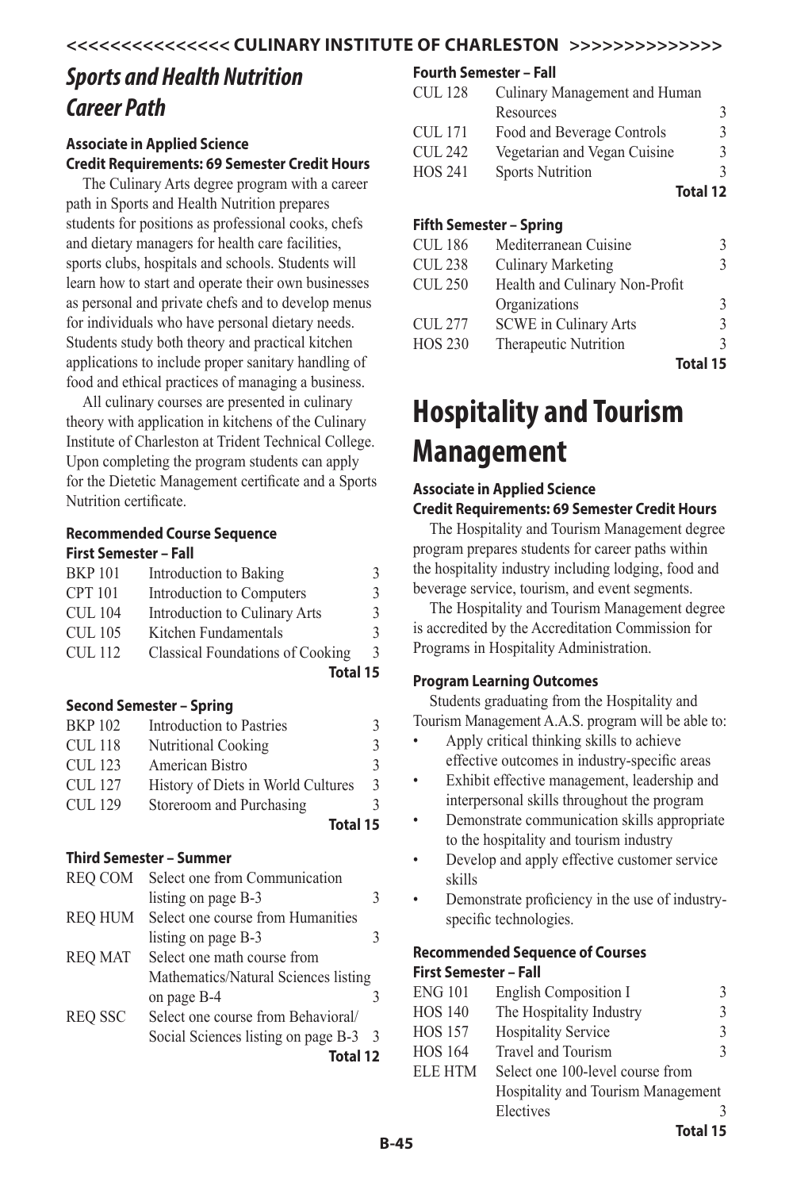## *Sports and Health Nutrition Career Path*

**Associate in Applied Science**
**Credit Requirements: 69 Semester Credit Hours**

The Culinary Arts degree program with a career path in Sports and Health Nutrition prepares students for positions as professional cooks, chefs and dietary managers for health care facilities, sports clubs, hospitals and schools. Students will learn how to start and operate their own businesses as personal and private chefs and to develop menus for individuals who have personal dietary needs. Students study both theory and practical kitchen applications to include proper sanitary handling of food and ethical practices of managing a business.

All culinary courses are presented in culinary theory with application in kitchens of the Culinary Institute of Charleston at Trident Technical College. Upon completing the program students can apply for the Dietetic Management certificate and a Sports Nutrition certificate.

**Recommended Course Sequence**

**First Semester – Fall**

| | | |
|---|---|---|
| BKP 101 | Introduction to Baking | 3 |
| CPT 101 | Introduction to Computers | 3 |
| CUL 104 | Introduction to Culinary Arts | 3 |
| CUL 105 | Kitchen Fundamentals | 3 |
| CUL 112 | Classical Foundations of Cooking | 3 |
| | | **Total 15** |

**Second Semester – Spring**

| | | |
|---|---|---|
| BKP 102 | Introduction to Pastries | 3 |
| CUL 118 | Nutritional Cooking | 3 |
| CUL 123 | American Bistro | 3 |
| CUL 127 | History of Diets in World Cultures | 3 |
| CUL 129 | Storeroom and Purchasing | 3 |
| | | **Total 15** |

**Third Semester – Summer**

| | | |
|---|---|---|
| REQ COM | Select one from Communication listing on page B-3 | 3 |
| REQ HUM | Select one course from Humanities listing on page B-3 | 3 |
| REQ MAT | Select one math course from Mathematics/Natural Sciences listing on page B-4 | 3 |
| REQ SSC | Select one course from Behavioral/ Social Sciences listing on page B-3 | 3 |
| | | **Total 12** |

**Fourth Semester – Fall**

| | | |
|---|---|---|
| CUL 128 | Culinary Management and Human Resources | 3 |
| CUL 171 | Food and Beverage Controls | 3 |
| CUL 242 | Vegetarian and Vegan Cuisine | 3 |
| HOS 241 | Sports Nutrition | 3 |
| | | **Total 12** |

**Fifth Semester – Spring**

| | | |
|---|---|---|
| CUL 186 | Mediterranean Cuisine | 3 |
| CUL 238 | Culinary Marketing | 3 |
| CUL 250 | Health and Culinary Non-Profit Organizations | 3 |
| CUL 277 | SCWE in Culinary Arts | 3 |
| HOS 230 | Therapeutic Nutrition | 3 |
| | | **Total 15** |

# Hospitality and Tourism Management

**Associate in Applied Science**
**Credit Requirements: 69 Semester Credit Hours**

The Hospitality and Tourism Management degree program prepares students for career paths within the hospitality industry including lodging, food and beverage service, tourism, and event segments.

The Hospitality and Tourism Management degree is accredited by the Accreditation Commission for Programs in Hospitality Administration.

**Program Learning Outcomes**

Students graduating from the Hospitality and Tourism Management A.A.S. program will be able to:

- Apply critical thinking skills to achieve effective outcomes in industry-specific areas
- Exhibit effective management, leadership and interpersonal skills throughout the program
- Demonstrate communication skills appropriate to the hospitality and tourism industry
- Develop and apply effective customer service skills
- Demonstrate proficiency in the use of industry-specific technologies.

**Recommended Sequence of Courses**

**First Semester – Fall**

| | | |
|---|---|---|
| ENG 101 | English Composition I | 3 |
| HOS 140 | The Hospitality Industry | 3 |
| HOS 157 | Hospitality Service | 3 |
| HOS 164 | Travel and Tourism | 3 |
| ELE HTM | Select one 100-level course from Hospitality and Tourism Management Electives | 3 |
| | | **Total 15** |